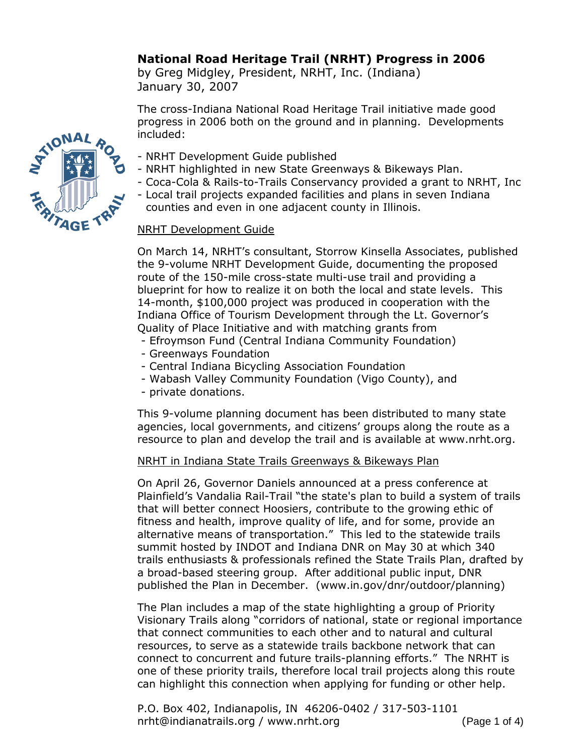# National Road Heritage Trail (NRHT) Progress in 2006

by Greg Midgley, President, NRHT, Inc. (Indiana)
January 30, 2007

The cross-Indiana National Road Heritage Trail initiative made good progress in 2006 both on the ground and in planning. Developments included:

- NRHT Development Guide published
- NRHT highlighted in new State Greenways & Bikeways Plan.
- Coca-Cola & Rails-to-Trails Conservancy provided a grant to NRHT, Inc
- Local trail projects expanded facilities and plans in seven Indiana counties and even in one adjacent county in Illinois.

## NRHT Development Guide

On March 14, NRHT's consultant, Storrow Kinsella Associates, published the 9-volume NRHT Development Guide, documenting the proposed route of the 150-mile cross-state multi-use trail and providing a blueprint for how to realize it on both the local and state levels. This 14-month, $100,000 project was produced in cooperation with the Indiana Office of Tourism Development through the Lt. Governor's Quality of Place Initiative and with matching grants from

- Efroymson Fund (Central Indiana Community Foundation)
- Greenways Foundation
- Central Indiana Bicycling Association Foundation
- Wabash Valley Community Foundation (Vigo County), and
- private donations.

This 9-volume planning document has been distributed to many state agencies, local governments, and citizens' groups along the route as a resource to plan and develop the trail and is available at www.nrht.org.

## NRHT in Indiana State Trails Greenways & Bikeways Plan

On April 26, Governor Daniels announced at a press conference at Plainfield's Vandalia Rail-Trail "the state's plan to build a system of trails that will better connect Hoosiers, contribute to the growing ethic of fitness and health, improve quality of life, and for some, provide an alternative means of transportation." This led to the statewide trails summit hosted by INDOT and Indiana DNR on May 30 at which 340 trails enthusiasts & professionals refined the State Trails Plan, drafted by a broad-based steering group. After additional public input, DNR published the Plan in December. (www.in.gov/dnr/outdoor/planning)

The Plan includes a map of the state highlighting a group of Priority Visionary Trails along "corridors of national, state or regional importance that connect communities to each other and to natural and cultural resources, to serve as a statewide trails backbone network that can connect to concurrent and future trails-planning efforts." The NRHT is one of these priority trails, therefore local trail projects along this route can highlight this connection when applying for funding or other help.

P.O. Box 402, Indianapolis, IN 46206-0402 / 317-503-1101
nrht@indianatrails.org / www.nrht.org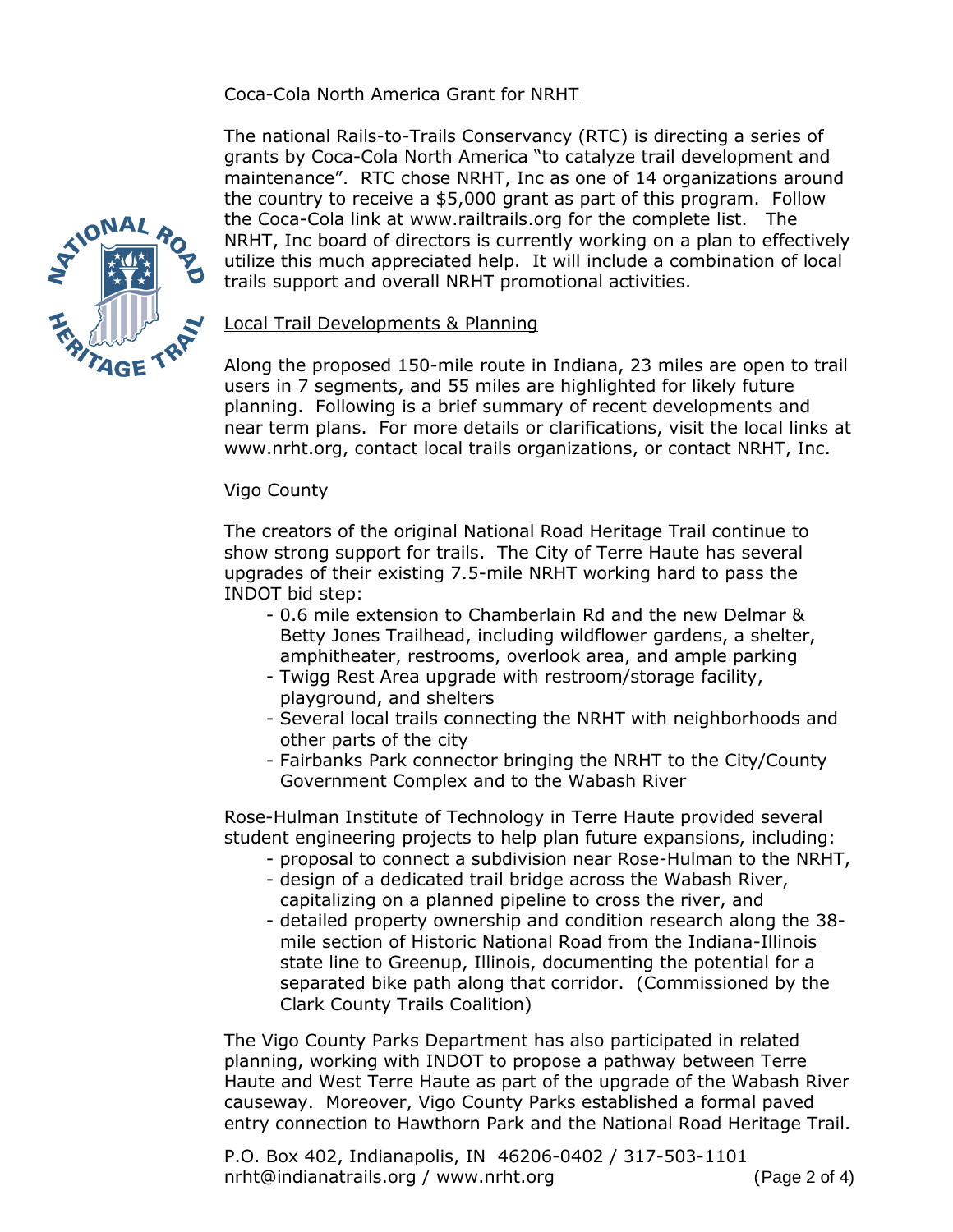## Coca-Cola North America Grant for NRHT

The national Rails-to-Trails Conservancy (RTC) is directing a series of grants by Coca-Cola North America "to catalyze trail development and maintenance". RTC chose NRHT, Inc as one of 14 organizations around the country to receive a $5,000 grant as part of this program. Follow the Coca-Cola link at www.railtrails.org for the complete list. The NRHT, Inc board of directors is currently working on a plan to effectively utilize this much appreciated help. It will include a combination of local trails support and overall NRHT promotional activities.

## Local Trail Developments & Planning

Along the proposed 150-mile route in Indiana, 23 miles are open to trail users in 7 segments, and 55 miles are highlighted for likely future planning. Following is a brief summary of recent developments and near term plans. For more details or clarifications, visit the local links at www.nrht.org, contact local trails organizations, or contact NRHT, Inc.

### Vigo County

The creators of the original National Road Heritage Trail continue to show strong support for trails. The City of Terre Haute has several upgrades of their existing 7.5-mile NRHT working hard to pass the INDOT bid step:

- 0.6 mile extension to Chamberlain Rd and the new Delmar & Betty Jones Trailhead, including wildflower gardens, a shelter, amphitheater, restrooms, overlook area, and ample parking
- Twigg Rest Area upgrade with restroom/storage facility, playground, and shelters
- Several local trails connecting the NRHT with neighborhoods and other parts of the city
- Fairbanks Park connector bringing the NRHT to the City/County Government Complex and to the Wabash River

Rose-Hulman Institute of Technology in Terre Haute provided several student engineering projects to help plan future expansions, including:

- proposal to connect a subdivision near Rose-Hulman to the NRHT,
- design of a dedicated trail bridge across the Wabash River, capitalizing on a planned pipeline to cross the river, and
- detailed property ownership and condition research along the 38-mile section of Historic National Road from the Indiana-Illinois state line to Greenup, Illinois, documenting the potential for a separated bike path along that corridor. (Commissioned by the Clark County Trails Coalition)

The Vigo County Parks Department has also participated in related planning, working with INDOT to propose a pathway between Terre Haute and West Terre Haute as part of the upgrade of the Wabash River causeway. Moreover, Vigo County Parks established a formal paved entry connection to Hawthorn Park and the National Road Heritage Trail.

P.O. Box 402, Indianapolis, IN 46206-0402 / 317-503-1101
nrht@indianatrails.org / www.nrht.org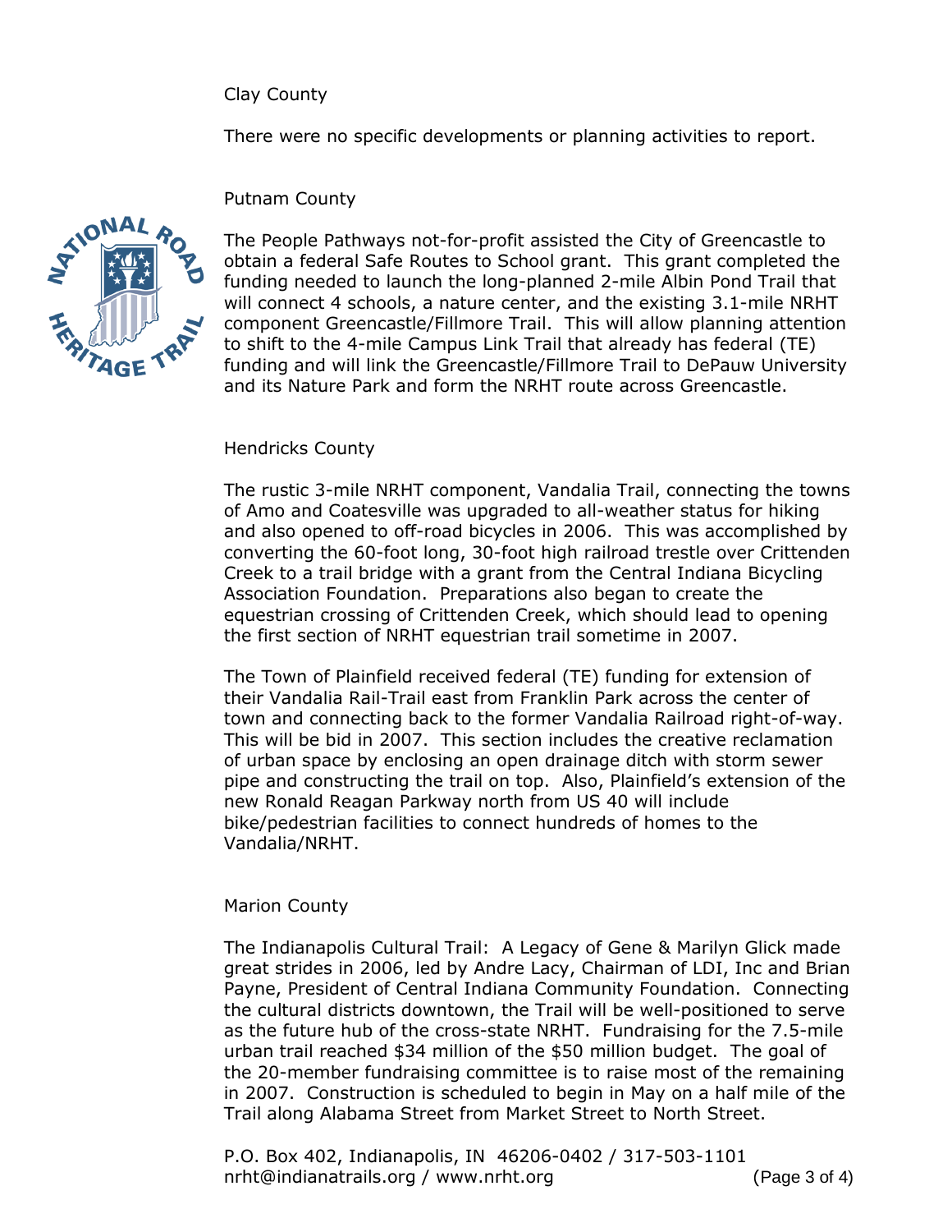## Clay County

There were no specific developments or planning activities to report.

## Putnam County

The People Pathways not-for-profit assisted the City of Greencastle to obtain a federal Safe Routes to School grant. This grant completed the funding needed to launch the long-planned 2-mile Albin Pond Trail that will connect 4 schools, a nature center, and the existing 3.1-mile NRHT component Greencastle/Fillmore Trail. This will allow planning attention to shift to the 4-mile Campus Link Trail that already has federal (TE) funding and will link the Greencastle/Fillmore Trail to DePauw University and its Nature Park and form the NRHT route across Greencastle.

## Hendricks County

The rustic 3-mile NRHT component, Vandalia Trail, connecting the towns of Amo and Coatesville was upgraded to all-weather status for hiking and also opened to off-road bicycles in 2006. This was accomplished by converting the 60-foot long, 30-foot high railroad trestle over Crittenden Creek to a trail bridge with a grant from the Central Indiana Bicycling Association Foundation. Preparations also began to create the equestrian crossing of Crittenden Creek, which should lead to opening the first section of NRHT equestrian trail sometime in 2007.

The Town of Plainfield received federal (TE) funding for extension of their Vandalia Rail-Trail east from Franklin Park across the center of town and connecting back to the former Vandalia Railroad right-of-way. This will be bid in 2007. This section includes the creative reclamation of urban space by enclosing an open drainage ditch with storm sewer pipe and constructing the trail on top. Also, Plainfield's extension of the new Ronald Reagan Parkway north from US 40 will include bike/pedestrian facilities to connect hundreds of homes to the Vandalia/NRHT.

## Marion County

The Indianapolis Cultural Trail: A Legacy of Gene & Marilyn Glick made great strides in 2006, led by Andre Lacy, Chairman of LDI, Inc and Brian Payne, President of Central Indiana Community Foundation. Connecting the cultural districts downtown, the Trail will be well-positioned to serve as the future hub of the cross-state NRHT. Fundraising for the 7.5-mile urban trail reached $34 million of the $50 million budget. The goal of the 20-member fundraising committee is to raise most of the remaining in 2007. Construction is scheduled to begin in May on a half mile of the Trail along Alabama Street from Market Street to North Street.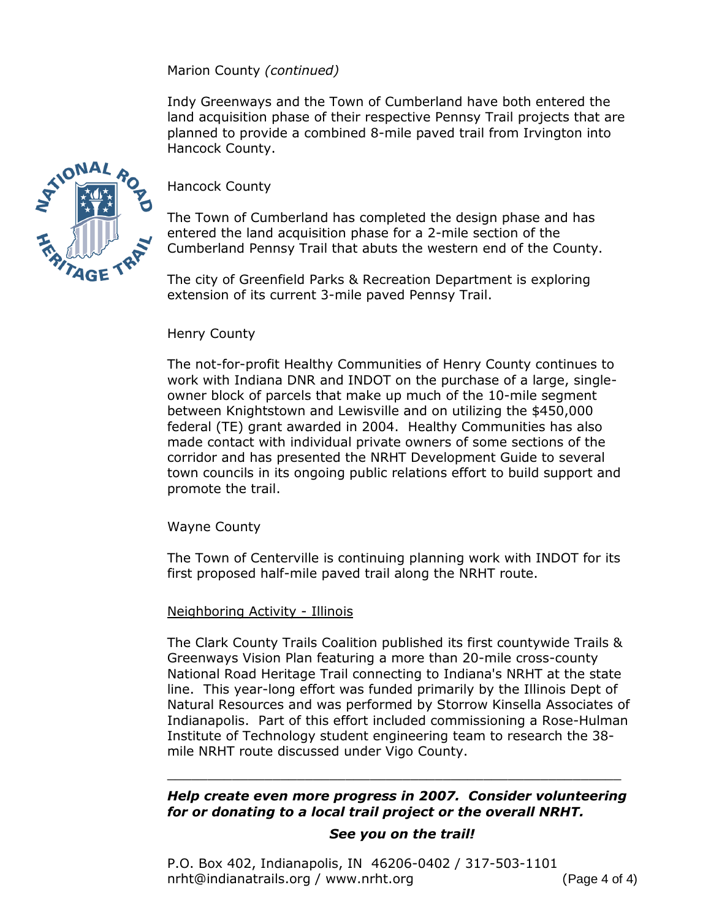Marion County *(continued)*

Indy Greenways and the Town of Cumberland have both entered the land acquisition phase of their respective Pennsy Trail projects that are planned to provide a combined 8-mile paved trail from Irvington into Hancock County.

Hancock County

The Town of Cumberland has completed the design phase and has entered the land acquisition phase for a 2-mile section of the Cumberland Pennsy Trail that abuts the western end of the County.

The city of Greenfield Parks & Recreation Department is exploring extension of its current 3-mile paved Pennsy Trail.

Henry County

The not-for-profit Healthy Communities of Henry County continues to work with Indiana DNR and INDOT on the purchase of a large, single-owner block of parcels that make up much of the 10-mile segment between Knightstown and Lewisville and on utilizing the $450,000 federal (TE) grant awarded in 2004. Healthy Communities has also made contact with individual private owners of some sections of the corridor and has presented the NRHT Development Guide to several town councils in its ongoing public relations effort to build support and promote the trail.

Wayne County

The Town of Centerville is continuing planning work with INDOT for its first proposed half-mile paved trail along the NRHT route.

Neighboring Activity - Illinois

The Clark County Trails Coalition published its first countywide Trails & Greenways Vision Plan featuring a more than 20-mile cross-county National Road Heritage Trail connecting to Indiana's NRHT at the state line. This year-long effort was funded primarily by the Illinois Dept of Natural Resources and was performed by Storrow Kinsella Associates of Indianapolis. Part of this effort included commissioning a Rose-Hulman Institute of Technology student engineering team to research the 38-mile NRHT route discussed under Vigo County.

---

***Help create even more progress in 2007. Consider volunteering for or donating to a local trail project or the overall NRHT.***

***See you on the trail!***

P.O. Box 402, Indianapolis, IN 46206-0402 / 317-503-1101
nrht@indianatrails.org / www.nrht.org